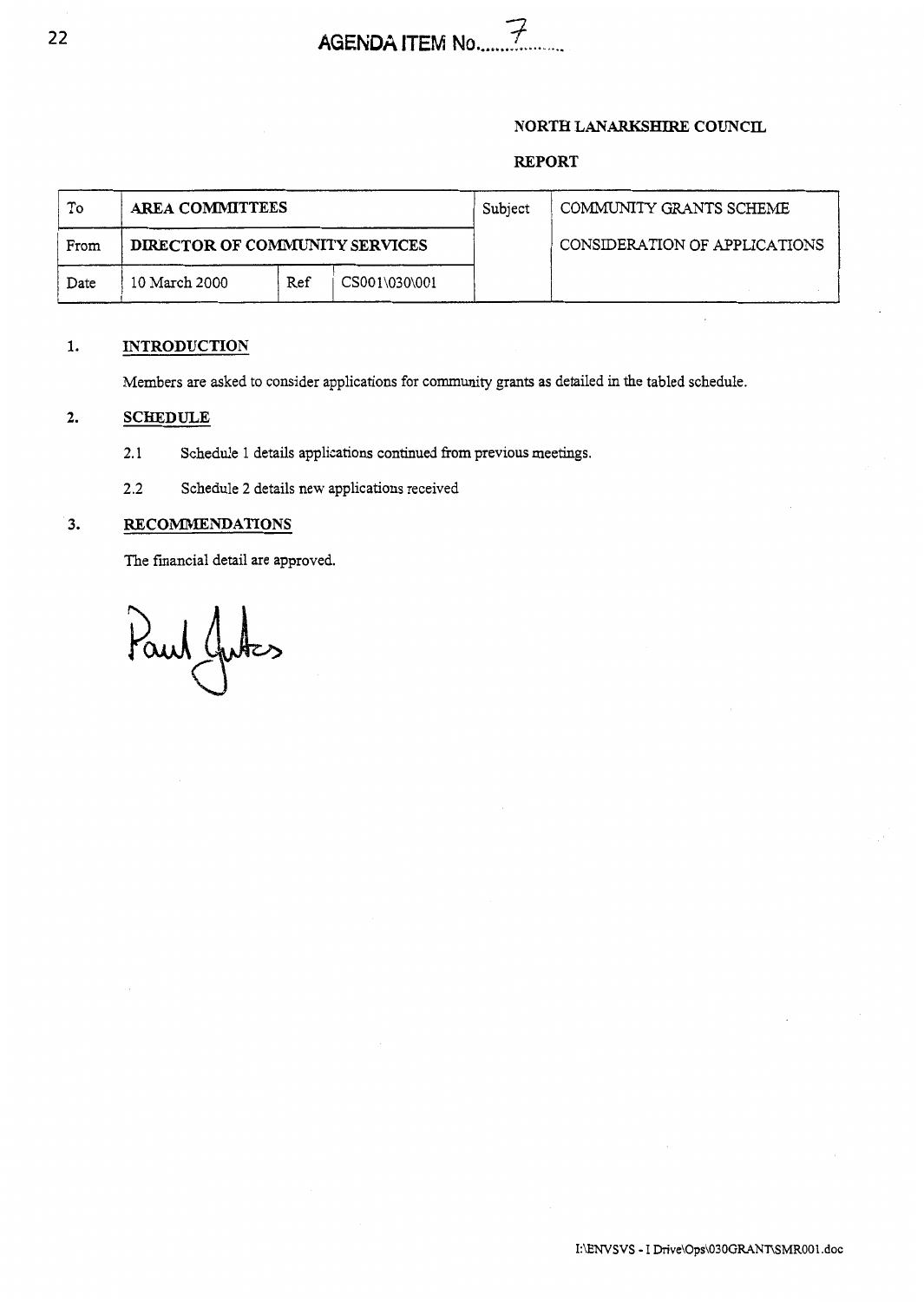AGENDA ITEM No. 7

**NORTH LANARKSHIRE COUNCIL**

**REPORT**

| To | **AREA COMMITTEES** | | | Subject | COMMUNITY GRANTS SCHEME |
|---|---|---|---|---|---|
| From | **DIRECTOR OF COMMUNITY SERVICES** | | | | CONSIDERATION OF APPLICATIONS |
| Date | 10 March 2000 | Ref | CS001\030\001 | | |

## 1. INTRODUCTION

Members are asked to consider applications for community grants as detailed in the tabled schedule.

## 2. SCHEDULE

2.1 Schedule 1 details applications continued from previous meetings.

2.2 Schedule 2 details new applications received

## 3. RECOMMENDATIONS

The financial detail are approved.

Paul Jukes

I:\ENVSVS - I Drive\Ops\030GRANT\SMR001.doc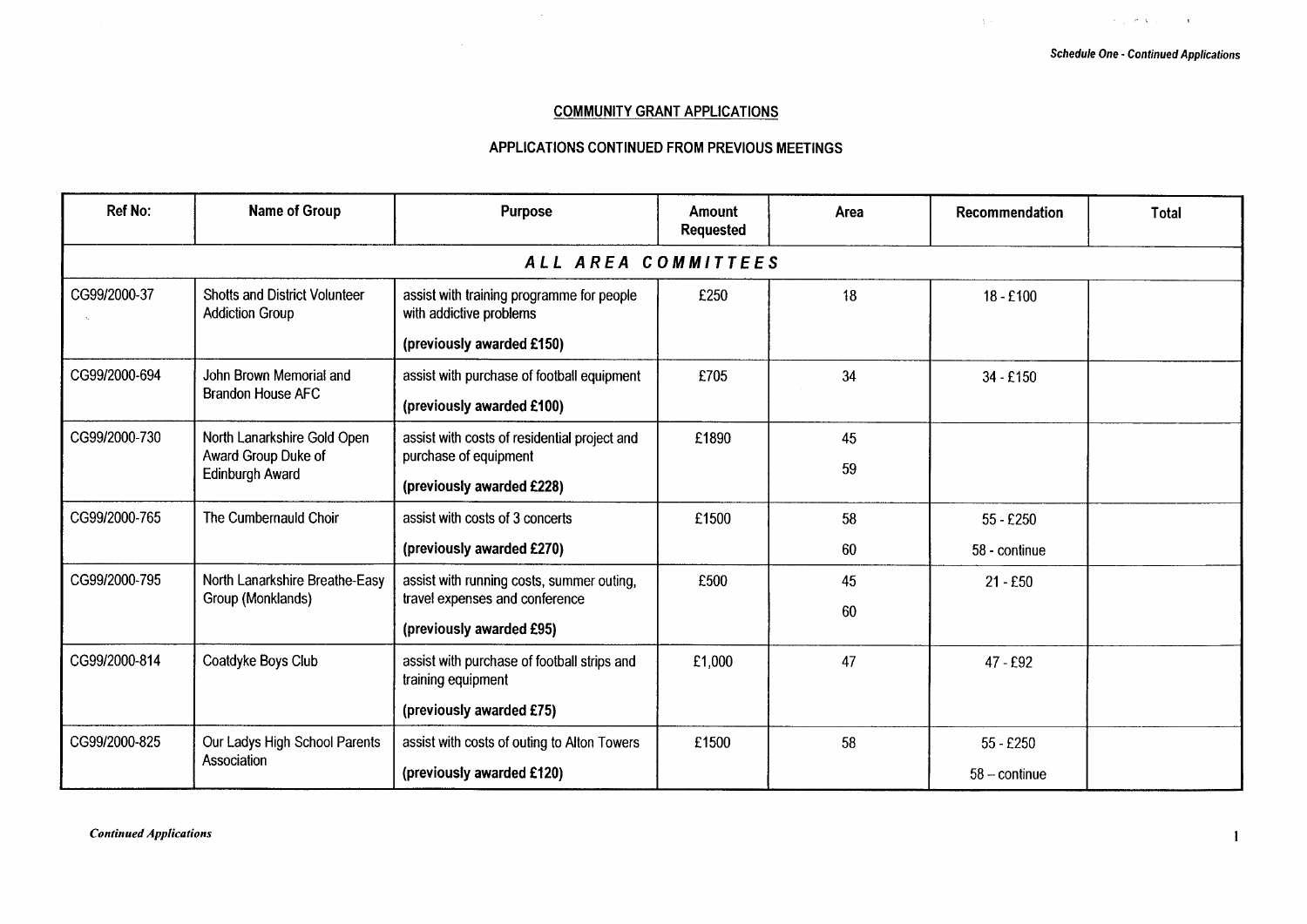Schedule One - Continued Applications

**COMMUNITY GRANT APPLICATIONS**

**APPLICATIONS CONTINUED FROM PREVIOUS MEETINGS**

| Ref No: | Name of Group | Purpose | Amount Requested | Area | Recommendation | Total |
|---|---|---|---|---|---|---|
| ***ALL AREA COMMITTEES*** | | | | | | |
| CG99/2000-37 | Shotts and District Volunteer Addiction Group | assist with training programme for people with addictive problems<br>**(previously awarded £150)** | £250 | 18 | 18 - £100 | |
| CG99/2000-694 | John Brown Memorial and Brandon House AFC | assist with purchase of football equipment<br>**(previously awarded £100)** | £705 | 34 | 34 - £150 | |
| CG99/2000-730 | North Lanarkshire Gold Open Award Group Duke of Edinburgh Award | assist with costs of residential project and purchase of equipment<br>**(previously awarded £228)** | £1890 | 45<br>59 | | |
| CG99/2000-765 | The Cumbernauld Choir | assist with costs of 3 concerts<br>**(previously awarded £270)** | £1500 | 58<br>60 | 55 - £250<br>58 - continue | |
| CG99/2000-795 | North Lanarkshire Breathe-Easy Group (Monklands) | assist with running costs, summer outing, travel expenses and conference<br>**(previously awarded £95)** | £500 | 45<br>60 | 21 - £50 | |
| CG99/2000-814 | Coatdyke Boys Club | assist with purchase of football strips and training equipment<br>**(previously awarded £75)** | £1,000 | 47 | 47 - £92 | |
| CG99/2000-825 | Our Ladys High School Parents Association | assist with costs of outing to Alton Towers<br>**(previously awarded £120)** | £1500 | 58 | 55 - £250<br>58 – continue | |

*Continued Applications*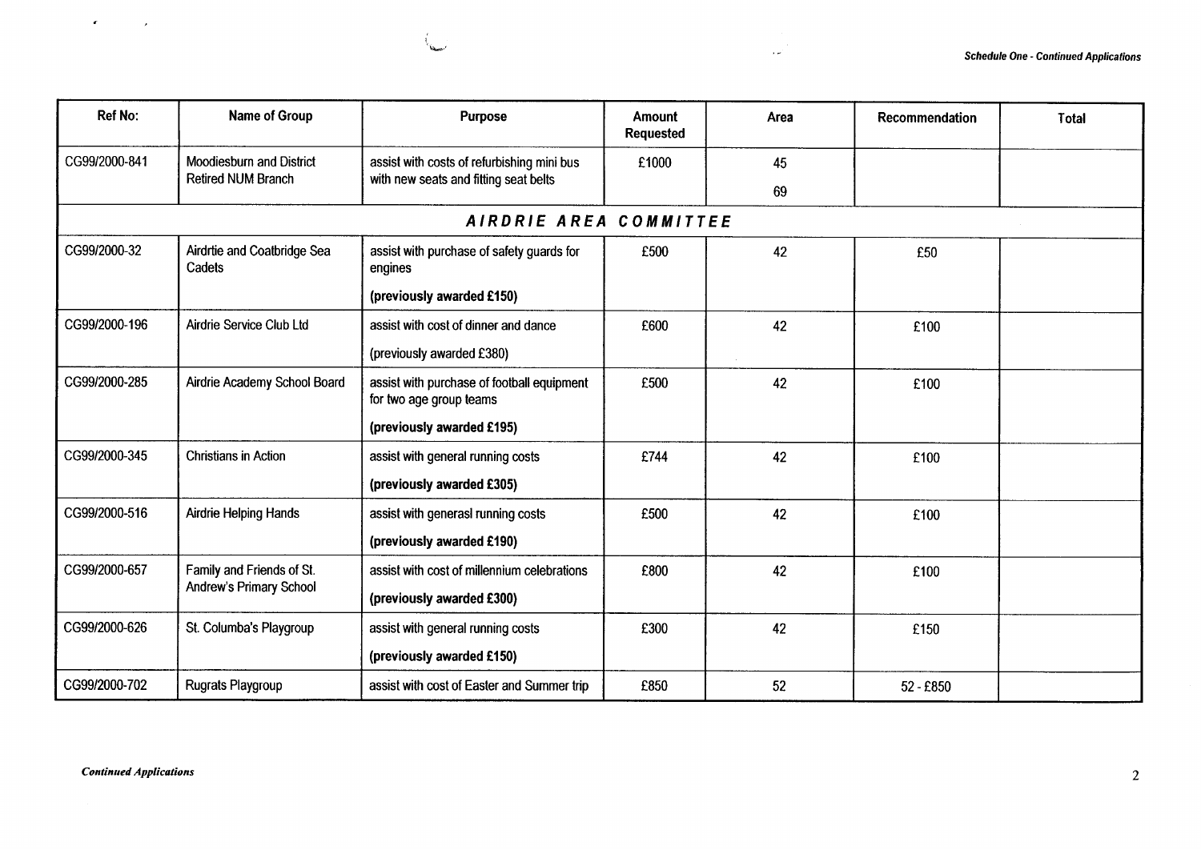| Ref No: | Name of Group | Purpose | Amount Requested | Area | Recommendation | Total |
|---|---|---|---|---|---|---|
| CG99/2000-841 | Moodiesburn and District Retired NUM Branch | assist with costs of refurbishing mini bus with new seats and fitting seat belts | £1000 | 45<br>69 | | |
| **AIRDRIE AREA COMMITTEE** | | | | | | |
| CG99/2000-32 | Airdrtie and Coatbridge Sea Cadets | assist with purchase of safety guards for engines<br>**(previously awarded £150)** | £500 | 42 | £50 | |
| CG99/2000-196 | Airdrie Service Club Ltd | assist with cost of dinner and dance<br>(previously awarded £380) | £600 | 42 | £100 | |
| CG99/2000-285 | Airdrie Academy School Board | assist with purchase of football equipment for two age group teams<br>**(previously awarded £195)** | £500 | 42 | £100 | |
| CG99/2000-345 | Christians in Action | assist with general running costs<br>**(previously awarded £305)** | £744 | 42 | £100 | |
| CG99/2000-516 | Airdrie Helping Hands | assist with generasl running costs<br>**(previously awarded £190)** | £500 | 42 | £100 | |
| CG99/2000-657 | Family and Friends of St. Andrew's Primary School | assist with cost of millennium celebrations<br>**(previously awarded £300)** | £800 | 42 | £100 | |
| CG99/2000-626 | St. Columba's Playgroup | assist with general running costs<br>**(previously awarded £150)** | £300 | 42 | £150 | |
| CG99/2000-702 | Rugrats Playgroup | assist with cost of Easter and Summer trip | £850 | 52 | 52 - £850 | |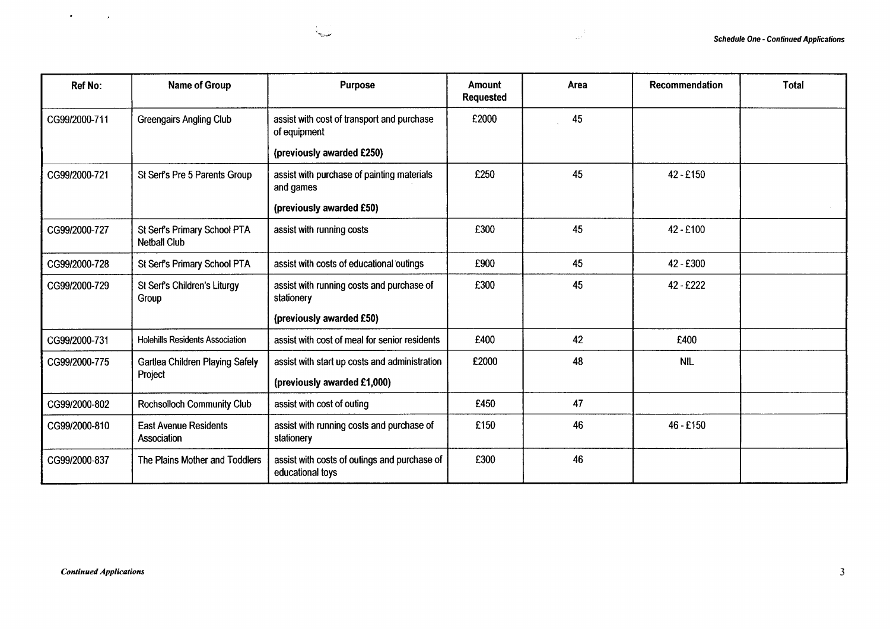| Ref No: | Name of Group | Purpose | Amount Requested | Area | Recommendation | Total |
|---|---|---|---|---|---|---|
| CG99/2000-711 | Greengairs Angling Club | assist with cost of transport and purchase of equipment<br>**(previously awarded £250)** | £2000 | 45 | | |
| CG99/2000-721 | St Serf's Pre 5 Parents Group | assist with purchase of painting materials and games<br>**(previously awarded £50)** | £250 | 45 | 42 - £150 | |
| CG99/2000-727 | St Serf's Primary School PTA Netball Club | assist with running costs | £300 | 45 | 42 - £100 | |
| CG99/2000-728 | St Serf's Primary School PTA | assist with costs of educational outings | £900 | 45 | 42 - £300 | |
| CG99/2000-729 | St Serf's Children's Liturgy Group | assist with running costs and purchase of stationery<br>**(previously awarded £50)** | £300 | 45 | 42 - £222 | |
| CG99/2000-731 | Holehills Residents Association | assist with cost of meal for senior residents | £400 | 42 | £400 | |
| CG99/2000-775 | Gartlea Children Playing Safely Project | assist with start up costs and administration<br>**(previously awarded £1,000)** | £2000 | 48 | NIL | |
| CG99/2000-802 | Rochsolloch Community Club | assist with cost of outing | £450 | 47 | | |
| CG99/2000-810 | East Avenue Residents Association | assist with running costs and purchase of stationery | £150 | 46 | 46 - £150 | |
| CG99/2000-837 | The Plains Mother and Toddlers | assist with costs of outings and purchase of educational toys | £300 | 46 | | |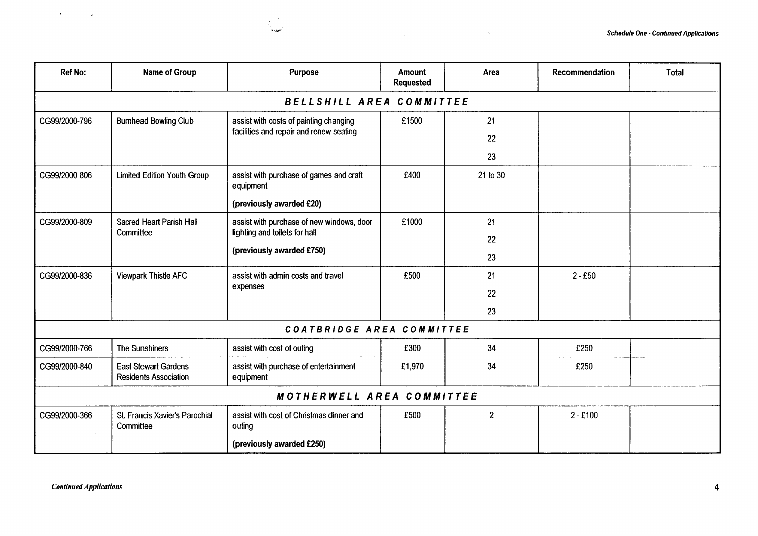| Ref No: | Name of Group | Purpose | Amount Requested | Area | Recommendation | Total |
|---|---|---|---|---|---|---|
| **BELLSHILL AREA COMMITTEE** | | | | | | |
| CG99/2000-796 | Burnhead Bowling Club | assist with costs of painting changing facilities and repair and renew seating | £1500 | 21<br>22<br>23 | | |
| CG99/2000-806 | Limited Edition Youth Group | assist with purchase of games and craft equipment<br>**(previously awarded £20)** | £400 | 21 to 30 | | |
| CG99/2000-809 | Sacred Heart Parish Hall Committee | assist with purchase of new windows, door lighting and toilets for hall<br>**(previously awarded £750)** | £1000 | 21<br>22<br>23 | | |
| CG99/2000-836 | Viewpark Thistle AFC | assist with admin costs and travel expenses | £500 | 21<br>22<br>23 | 2 - £50 | |
| **COATBRIDGE AREA COMMITTEE** | | | | | | |
| CG99/2000-766 | The Sunshiners | assist with cost of outing | £300 | 34 | £250 | |
| CG99/2000-840 | East Stewart Gardens Residents Association | assist with purchase of entertainment equipment | £1,970 | 34 | £250 | |
| **MOTHERWELL AREA COMMITTEE** | | | | | | |
| CG99/2000-366 | St. Francis Xavier's Parochial Committee | assist with cost of Christmas dinner and outing<br>**(previously awarded £250)** | £500 | 2 | 2 - £100 | |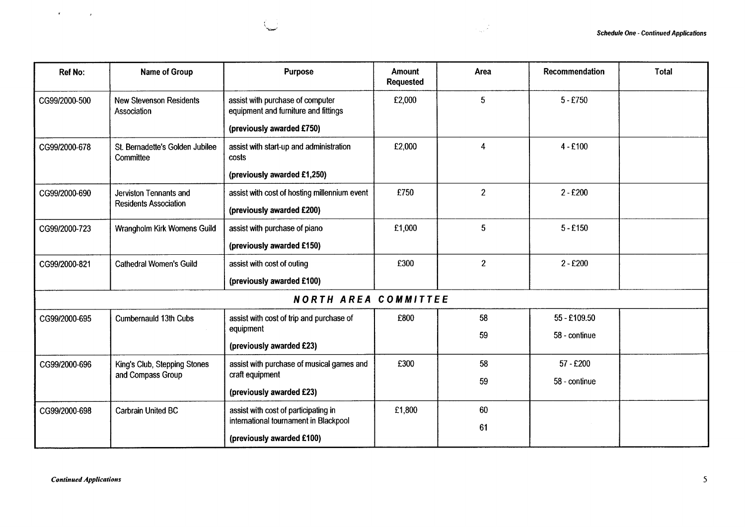| Ref No: | Name of Group | Purpose | Amount Requested | Area | Recommendation | Total |
|---|---|---|---|---|---|---|
| CG99/2000-500 | New Stevenson Residents Association | assist with purchase of computer equipment and furniture and fittings<br>**(previously awarded £750)** | £2,000 | 5 | 5 - £750 | |
| CG99/2000-678 | St. Bernadette's Golden Jubilee Committee | assist with start-up and administration costs<br>**(previously awarded £1,250)** | £2,000 | 4 | 4 - £100 | |
| CG99/2000-690 | Jerviston Tennants and Residents Association | assist with cost of hosting millennium event<br>**(previously awarded £200)** | £750 | 2 | 2 - £200 | |
| CG99/2000-723 | Wrangholm Kirk Womens Guild | assist with purchase of piano<br>**(previously awarded £150)** | £1,000 | 5 | 5 - £150 | |
| CG99/2000-821 | Cathedral Women's Guild | assist with cost of outing<br>**(previously awarded £100)** | £300 | 2 | 2 - £200 | |
| ***NORTH AREA COMMITTEE*** | | | | | | |
| CG99/2000-695 | Cumbernauld 13th Cubs | assist with cost of trip and purchase of equipment<br>**(previously awarded £23)** | £800 | 58<br>59 | 55 - £109.50<br>58 - continue | |
| CG99/2000-696 | King's Club, Stepping Stones and Compass Group | assist with purchase of musical games and craft equipment<br>**(previously awarded £23)** | £300 | 58<br>59 | 57 - £200<br>58 - continue | |
| CG99/2000-698 | Carbrain United BC | assist with cost of participating in international tournament in Blackpool<br>**(previously awarded £100)** | £1,800 | 60<br>61 | | |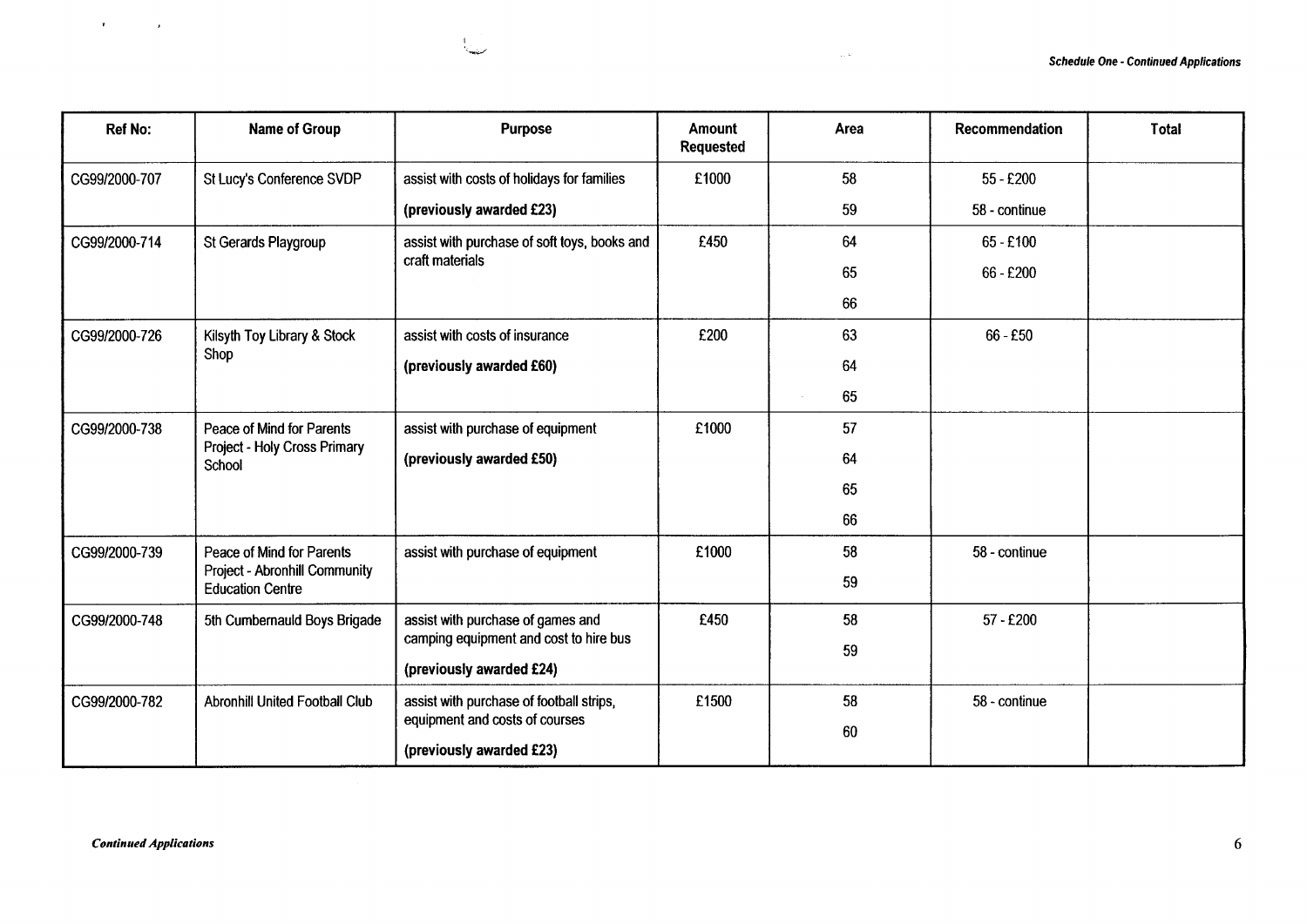| Ref No: | Name of Group | Purpose | Amount Requested | Area | Recommendation | Total |
|---|---|---|---|---|---|---|
| CG99/2000-707 | St Lucy's Conference SVDP | assist with costs of holidays for families **(previously awarded £23)** | £1000 | 58<br>59 | 55 - £200<br>58 - continue | |
| CG99/2000-714 | St Gerards Playgroup | assist with purchase of soft toys, books and craft materials | £450 | 64<br>65<br>66 | 65 - £100<br>66 - £200 | |
| CG99/2000-726 | Kilsyth Toy Library & Stock Shop | assist with costs of insurance **(previously awarded £60)** | £200 | 63<br>64<br>65 | 66 - £50 | |
| CG99/2000-738 | Peace of Mind for Parents Project - Holy Cross Primary School | assist with purchase of equipment **(previously awarded £50)** | £1000 | 57<br>64<br>65<br>66 | | |
| CG99/2000-739 | Peace of Mind for Parents Project - Abronhill Community Education Centre | assist with purchase of equipment | £1000 | 58<br>59 | 58 - continue | |
| CG99/2000-748 | 5th Cumbernauld Boys Brigade | assist with purchase of games and camping equipment and cost to hire bus **(previously awarded £24)** | £450 | 58<br>59 | 57 - £200 | |
| CG99/2000-782 | Abronhill United Football Club | assist with purchase of football strips, equipment and costs of courses **(previously awarded £23)** | £1500 | 58<br>60 | 58 - continue | |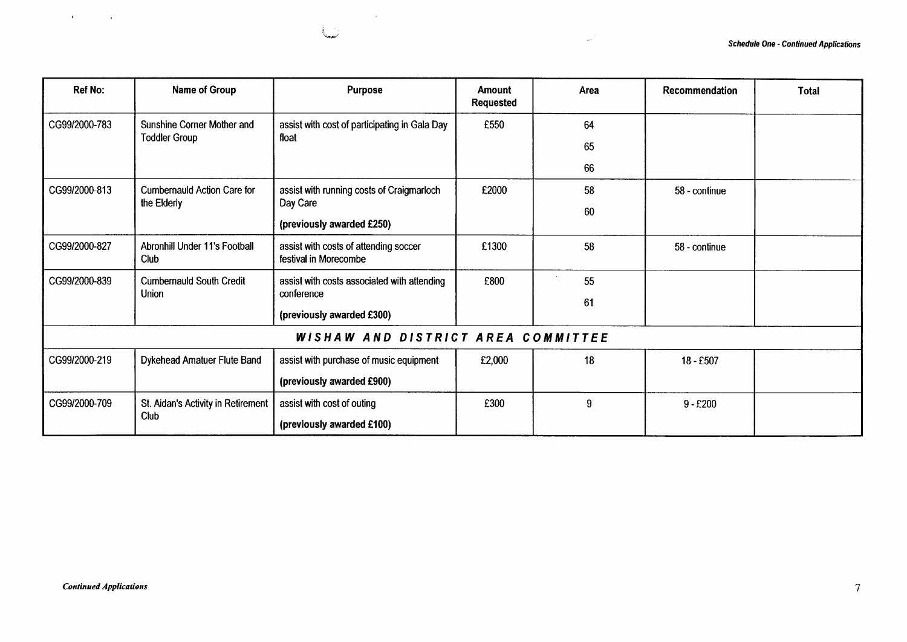| Ref No: | Name of Group | Purpose | Amount Requested | Area | Recommendation | Total |
|---|---|---|---|---|---|---|
| CG99/2000-783 | Sunshine Corner Mother and Toddler Group | assist with cost of participating in Gala Day float | £550 | 64<br>65<br>66 | | |
| CG99/2000-813 | Cumbernauld Action Care for the Elderly | assist with running costs of Craigmarloch Day Care<br>**(previously awarded £250)** | £2000 | 58<br>60 | 58 - continue | |
| CG99/2000-827 | Abronhill Under 11's Football Club | assist with costs of attending soccer festival in Morecombe | £1300 | 58 | 58 - continue | |
| CG99/2000-839 | Cumbernauld South Credit Union | assist with costs associated with attending conference<br>**(previously awarded £300)** | £800 | 55<br>61 | | |
| ***WISHAW AND DISTRICT AREA COMMITTEE*** | | | | | | |
| CG99/2000-219 | Dykehead Amatuer Flute Band | assist with purchase of music equipment<br>**(previously awarded £900)** | £2,000 | 18 | 18 - £507 | |
| CG99/2000-709 | St. Aidan's Activity in Retirement Club | assist with cost of outing<br>**(previously awarded £100)** | £300 | 9 | 9 - £200 | |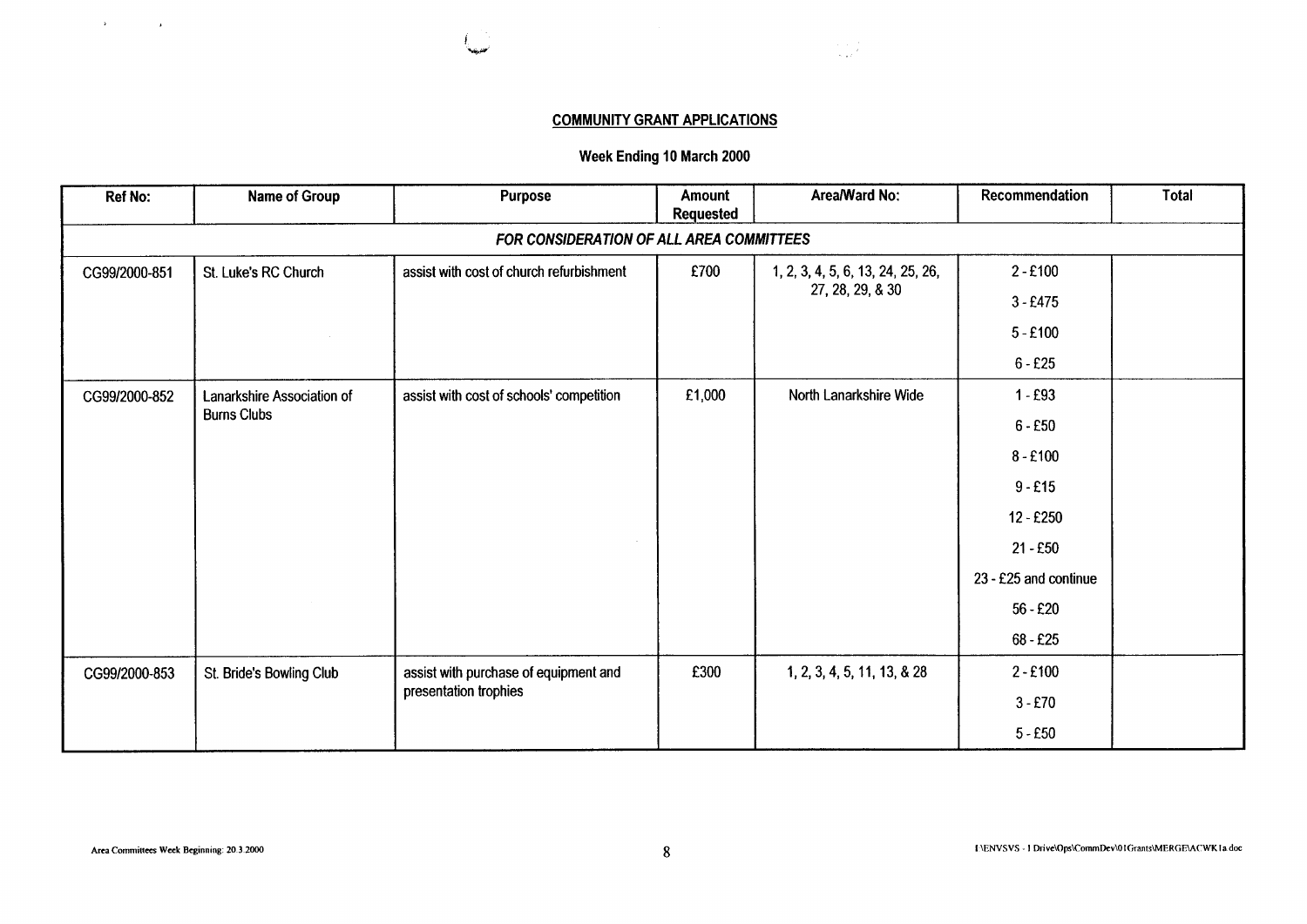**COMMUNITY GRANT APPLICATIONS**

**Week Ending 10 March 2000**

| Ref No: | Name of Group | Purpose | Amount Requested | Area/Ward No: | Recommendation | Total |
|---|---|---|---|---|---|---|
| ***FOR CONSIDERATION OF ALL AREA COMMITTEES*** | | | | | | |
| CG99/2000-851 | St. Luke's RC Church | assist with cost of church refurbishment | £700 | 1, 2, 3, 4, 5, 6, 13, 24, 25, 26, 27, 28, 29, & 30 | 2 - £100<br>3 - £475<br>5 - £100<br>6 - £25 | |
| CG99/2000-852 | Lanarkshire Association of Burns Clubs | assist with cost of schools' competition | £1,000 | North Lanarkshire Wide | 1 - £93<br>6 - £50<br>8 - £100<br>9 - £15<br>12 - £250<br>21 - £50<br>23 - £25 and continue<br>56 - £20<br>68 - £25 | |
| CG99/2000-853 | St. Bride's Bowling Club | assist with purchase of equipment and presentation trophies | £300 | 1, 2, 3, 4, 5, 11, 13, & 28 | 2 - £100<br>3 - £70<br>5 - £50 | |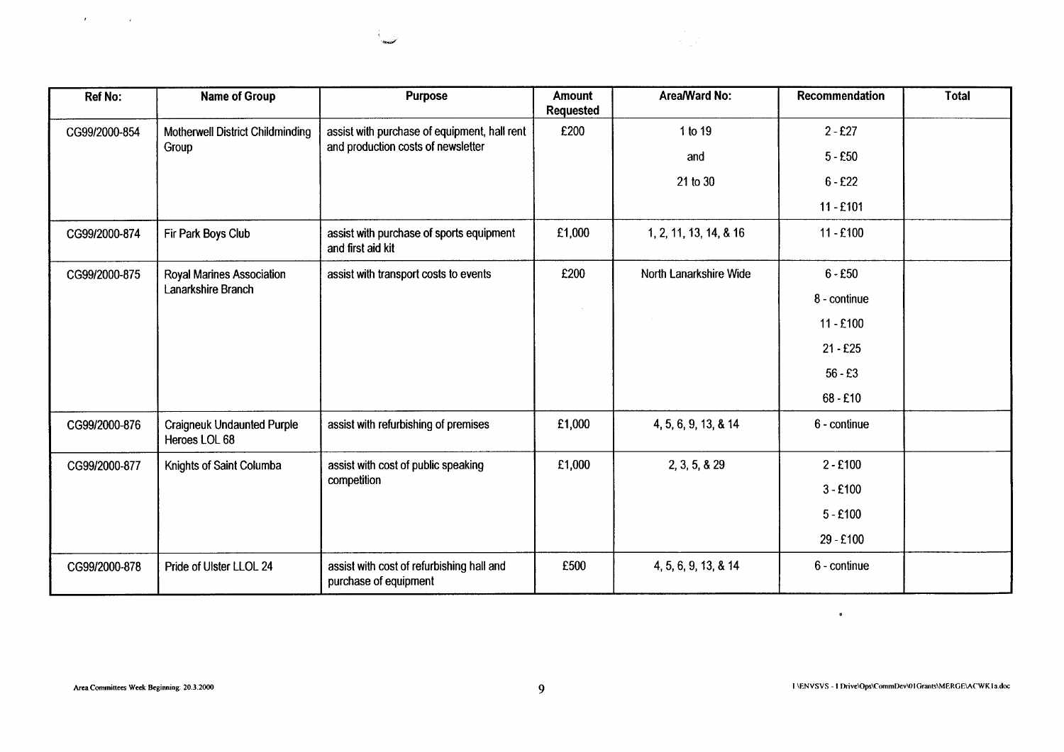| Ref No: | Name of Group | Purpose | Amount Requested | Area/Ward No: | Recommendation | Total |
|---|---|---|---|---|---|---|
| CG99/2000-854 | Motherwell District Childminding Group | assist with purchase of equipment, hall rent and production costs of newsletter | £200 | 1 to 19<br>and<br>21 to 30 | 2 - £27<br>5 - £50<br>6 - £22<br>11 - £101 | |
| CG99/2000-874 | Fir Park Boys Club | assist with purchase of sports equipment and first aid kit | £1,000 | 1, 2, 11, 13, 14, & 16 | 11 - £100 | |
| CG99/2000-875 | Royal Marines Association Lanarkshire Branch | assist with transport costs to events | £200 | North Lanarkshire Wide | 6 - £50<br>8 - continue<br>11 - £100<br>21 - £25<br>56 - £3<br>68 - £10 | |
| CG99/2000-876 | Craigneuk Undaunted Purple Heroes LOL 68 | assist with refurbishing of premises | £1,000 | 4, 5, 6, 9, 13, & 14 | 6 - continue | |
| CG99/2000-877 | Knights of Saint Columba | assist with cost of public speaking competition | £1,000 | 2, 3, 5, & 29 | 2 - £100<br>3 - £100<br>5 - £100<br>29 - £100 | |
| CG99/2000-878 | Pride of Ulster LLOL 24 | assist with cost of refurbishing hall and purchase of equipment | £500 | 4, 5, 6, 9, 13, & 14 | 6 - continue | |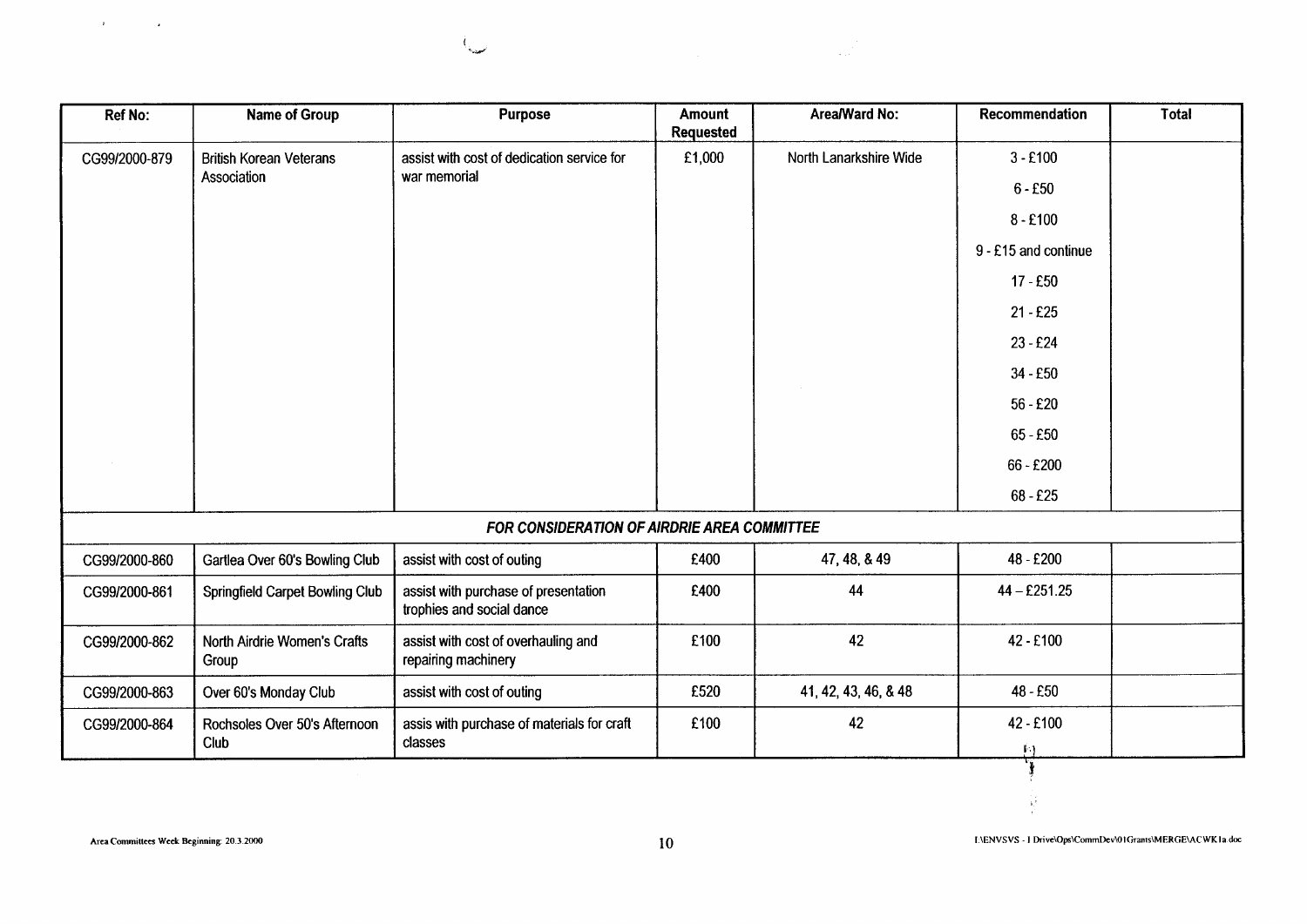| Ref No: | Name of Group | Purpose | Amount Requested | Area/Ward No: | Recommendation | Total |
|---|---|---|---|---|---|---|
| CG99/2000-879 | British Korean Veterans Association | assist with cost of dedication service for war memorial | £1,000 | North Lanarkshire Wide | 3 - £100<br>6 - £50<br>8 - £100<br>9 - £15 and continue<br>17 - £50<br>21 - £25<br>23 - £24<br>34 - £50<br>56 - £20<br>65 - £50<br>66 - £200<br>68 - £25 | |
| ***FOR CONSIDERATION OF AIRDRIE AREA COMMITTEE*** | | | | | | |
| CG99/2000-860 | Gartlea Over 60's Bowling Club | assist with cost of outing | £400 | 47, 48, & 49 | 48 - £200 | |
| CG99/2000-861 | Springfield Carpet Bowling Club | assist with purchase of presentation trophies and social dance | £400 | 44 | 44 – £251.25 | |
| CG99/2000-862 | North Airdrie Women's Crafts Group | assist with cost of overhauling and repairing machinery | £100 | 42 | 42 - £100 | |
| CG99/2000-863 | Over 60's Monday Club | assist with cost of outing | £520 | 41, 42, 43, 46, & 48 | 48 - £50 | |
| CG99/2000-864 | Rochsoles Over 50's Afternoon Club | assis with purchase of materials for craft classes | £100 | 42 | 42 - £100 | |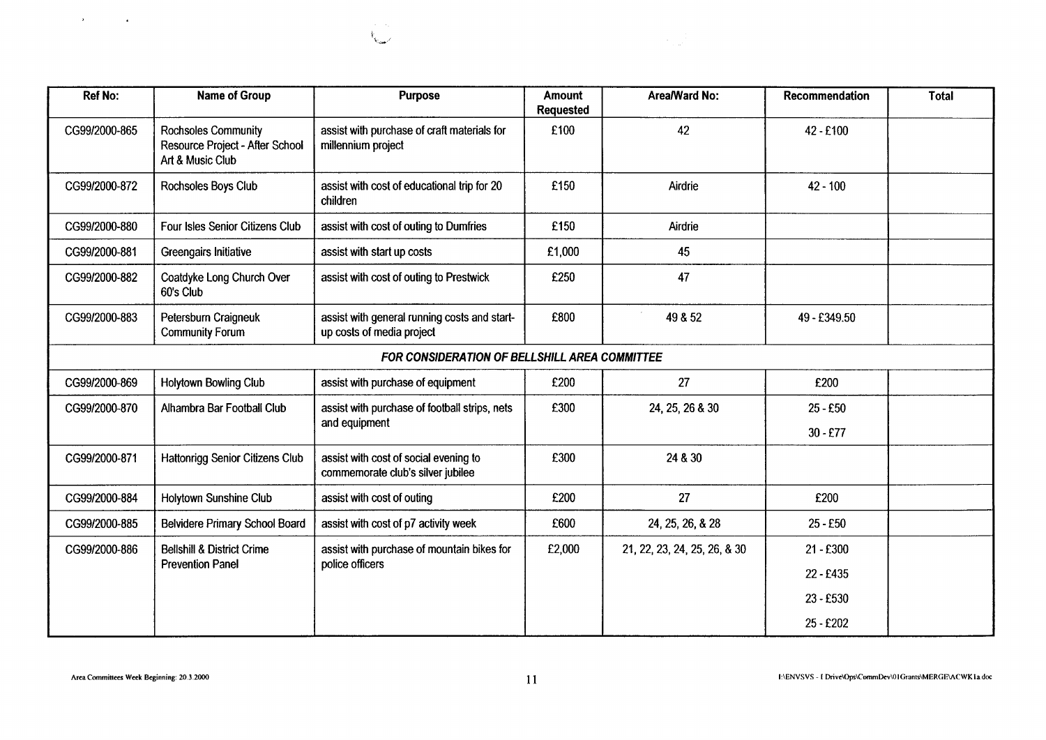| Ref No: | Name of Group | Purpose | Amount Requested | Area/Ward No: | Recommendation | Total |
|---|---|---|---|---|---|---|
| CG99/2000-865 | Rochsoles Community Resource Project - After School Art & Music Club | assist with purchase of craft materials for millennium project | £100 | 42 | 42 - £100 | |
| CG99/2000-872 | Rochsoles Boys Club | assist with cost of educational trip for 20 children | £150 | Airdrie | 42 - 100 | |
| CG99/2000-880 | Four Isles Senior Citizens Club | assist with cost of outing to Dumfries | £150 | Airdrie | | |
| CG99/2000-881 | Greengairs Initiative | assist with start up costs | £1,000 | 45 | | |
| CG99/2000-882 | Coatdyke Long Church Over 60's Club | assist with cost of outing to Prestwick | £250 | 47 | | |
| CG99/2000-883 | Petersburn Craigneuk Community Forum | assist with general running costs and start-up costs of media project | £800 | 49 & 52 | 49 - £349.50 | |
| ***FOR CONSIDERATION OF BELLSHILL AREA COMMITTEE*** | | | | | | |
| CG99/2000-869 | Holytown Bowling Club | assist with purchase of equipment | £200 | 27 | £200 | |
| CG99/2000-870 | Alhambra Bar Football Club | assist with purchase of football strips, nets and equipment | £300 | 24, 25, 26 & 30 | 25 - £50<br>30 - £77 | |
| CG99/2000-871 | Hattonrigg Senior Citizens Club | assist with cost of social evening to commemorate club's silver jubilee | £300 | 24 & 30 | | |
| CG99/2000-884 | Holytown Sunshine Club | assist with cost of outing | £200 | 27 | £200 | |
| CG99/2000-885 | Belvidere Primary School Board | assist with cost of p7 activity week | £600 | 24, 25, 26, & 28 | 25 - £50 | |
| CG99/2000-886 | Bellshill & District Crime Prevention Panel | assist with purchase of mountain bikes for police officers | £2,000 | 21, 22, 23, 24, 25, 26, & 30 | 21 - £300<br>22 - £435<br>23 - £530<br>25 - £202 | |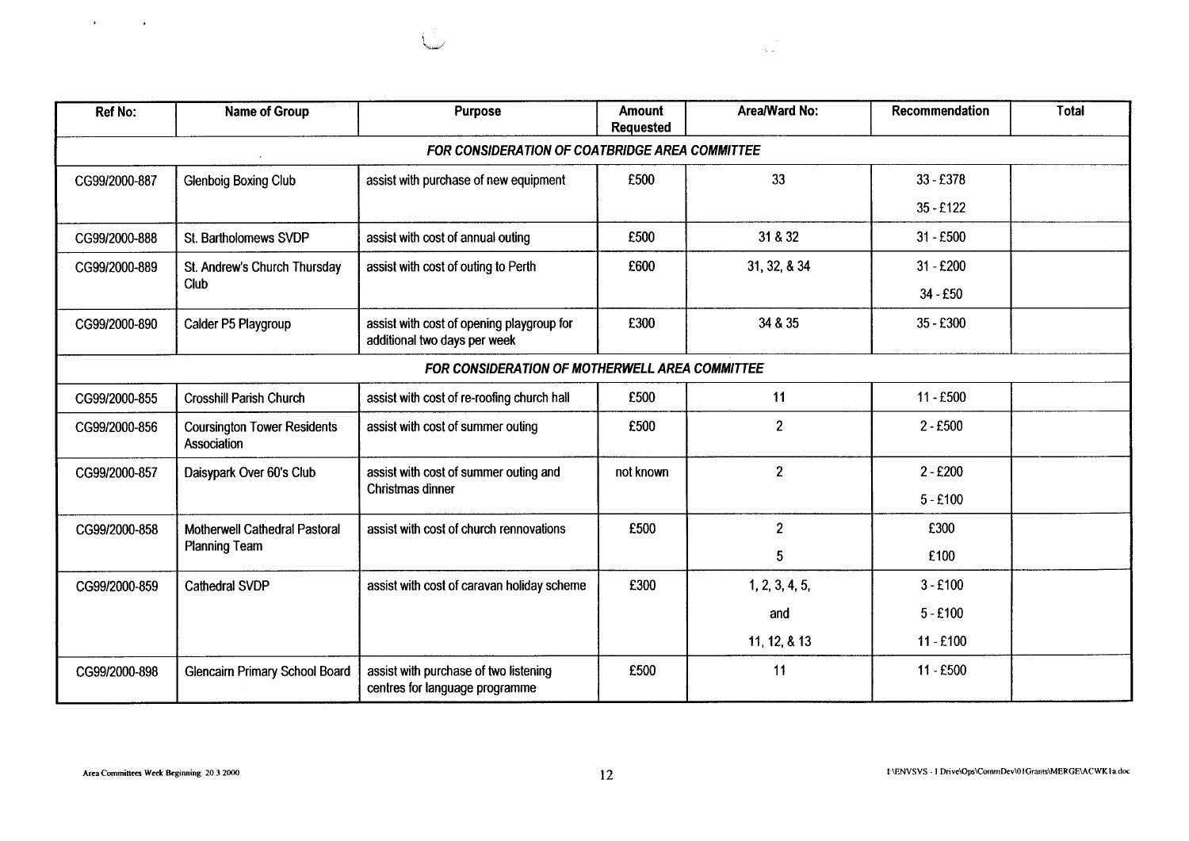| Ref No: | Name of Group | Purpose | Amount Requested | Area/Ward No: | Recommendation | Total |
|---|---|---|---|---|---|---|
| ***FOR CONSIDERATION OF COATBRIDGE AREA COMMITTEE*** | | | | | | |
| CG99/2000-887 | Glenboig Boxing Club | assist with purchase of new equipment | £500 | 33 | 33 - £378<br>35 - £122 | |
| CG99/2000-888 | St. Bartholomews SVDP | assist with cost of annual outing | £500 | 31 & 32 | 31 - £500 | |
| CG99/2000-889 | St. Andrew's Church Thursday Club | assist with cost of outing to Perth | £600 | 31, 32, & 34 | 31 - £200<br>34 - £50 | |
| CG99/2000-890 | Calder P5 Playgroup | assist with cost of opening playgroup for additional two days per week | £300 | 34 & 35 | 35 - £300 | |
| ***FOR CONSIDERATION OF MOTHERWELL AREA COMMITTEE*** | | | | | | |
| CG99/2000-855 | Crosshill Parish Church | assist with cost of re-roofing church hall | £500 | 11 | 11 - £500 | |
| CG99/2000-856 | Coursington Tower Residents Association | assist with cost of summer outing | £500 | 2 | 2 - £500 | |
| CG99/2000-857 | Daisypark Over 60's Club | assist with cost of summer outing and Christmas dinner | not known | 2 | 2 - £200<br>5 - £100 | |
| CG99/2000-858 | Motherwell Cathedral Pastoral Planning Team | assist with cost of church rennovations | £500 | 2<br>5 | £300<br>£100 | |
| CG99/2000-859 | Cathedral SVDP | assist with cost of caravan holiday scheme | £300 | 1, 2, 3, 4, 5,<br>and<br>11, 12, & 13 | 3 - £100<br>5 - £100<br>11 - £100 | |
| CG99/2000-898 | Glencairn Primary School Board | assist with purchase of two listening centres for language programme | £500 | 11 | 11 - £500 | |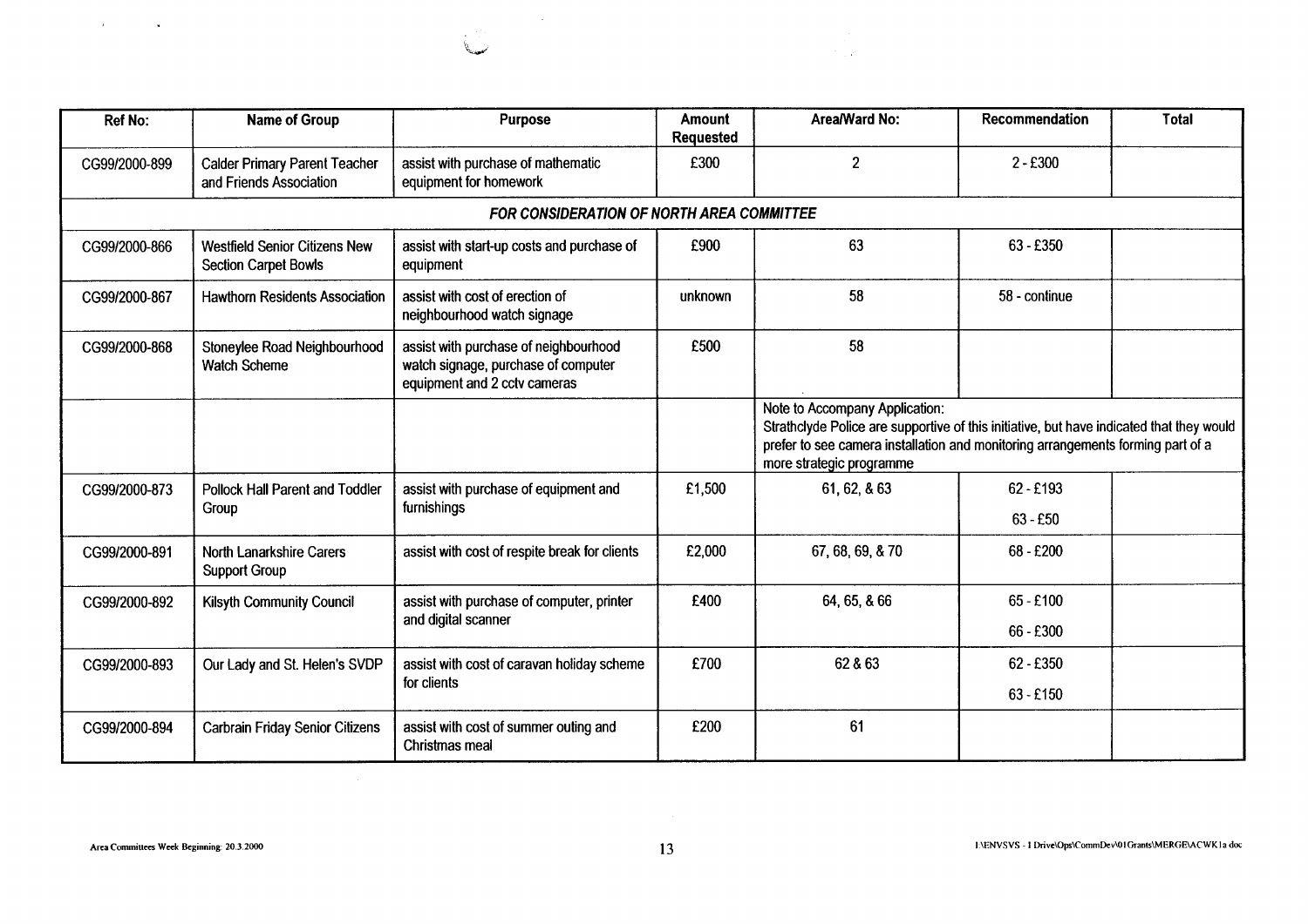| Ref No: | Name of Group | Purpose | Amount Requested | Area/Ward No: | Recommendation | Total |
|---|---|---|---|---|---|---|
| CG99/2000-899 | Calder Primary Parent Teacher and Friends Association | assist with purchase of mathematic equipment for homework | £300 | 2 | 2 - £300 | |
| | | ***FOR CONSIDERATION OF NORTH AREA COMMITTEE*** | | | | |
| CG99/2000-866 | Westfield Senior Citizens New Section Carpet Bowls | assist with start-up costs and purchase of equipment | £900 | 63 | 63 - £350 | |
| CG99/2000-867 | Hawthorn Residents Association | assist with cost of erection of neighbourhood watch signage | unknown | 58 | 58 - continue | |
| CG99/2000-868 | Stoneylee Road Neighbourhood Watch Scheme | assist with purchase of neighbourhood watch signage, purchase of computer equipment and 2 cctv cameras | £500 | 58 | | |
| | | | | Note to Accompany Application: Strathclyde Police are supportive of this initiative, but have indicated that they would prefer to see camera installation and monitoring arrangements forming part of a more strategic programme | | |
| CG99/2000-873 | Pollock Hall Parent and Toddler Group | assist with purchase of equipment and furnishings | £1,500 | 61, 62, & 63 | 62 - £193<br>63 - £50 | |
| CG99/2000-891 | North Lanarkshire Carers Support Group | assist with cost of respite break for clients | £2,000 | 67, 68, 69, & 70 | 68 - £200 | |
| CG99/2000-892 | Kilsyth Community Council | assist with purchase of computer, printer and digital scanner | £400 | 64, 65, & 66 | 65 - £100<br>66 - £300 | |
| CG99/2000-893 | Our Lady and St. Helen's SVDP | assist with cost of caravan holiday scheme for clients | £700 | 62 & 63 | 62 - £350<br>63 - £150 | |
| CG99/2000-894 | Carbrain Friday Senior Citizens | assist with cost of summer outing and Christmas meal | £200 | 61 | | |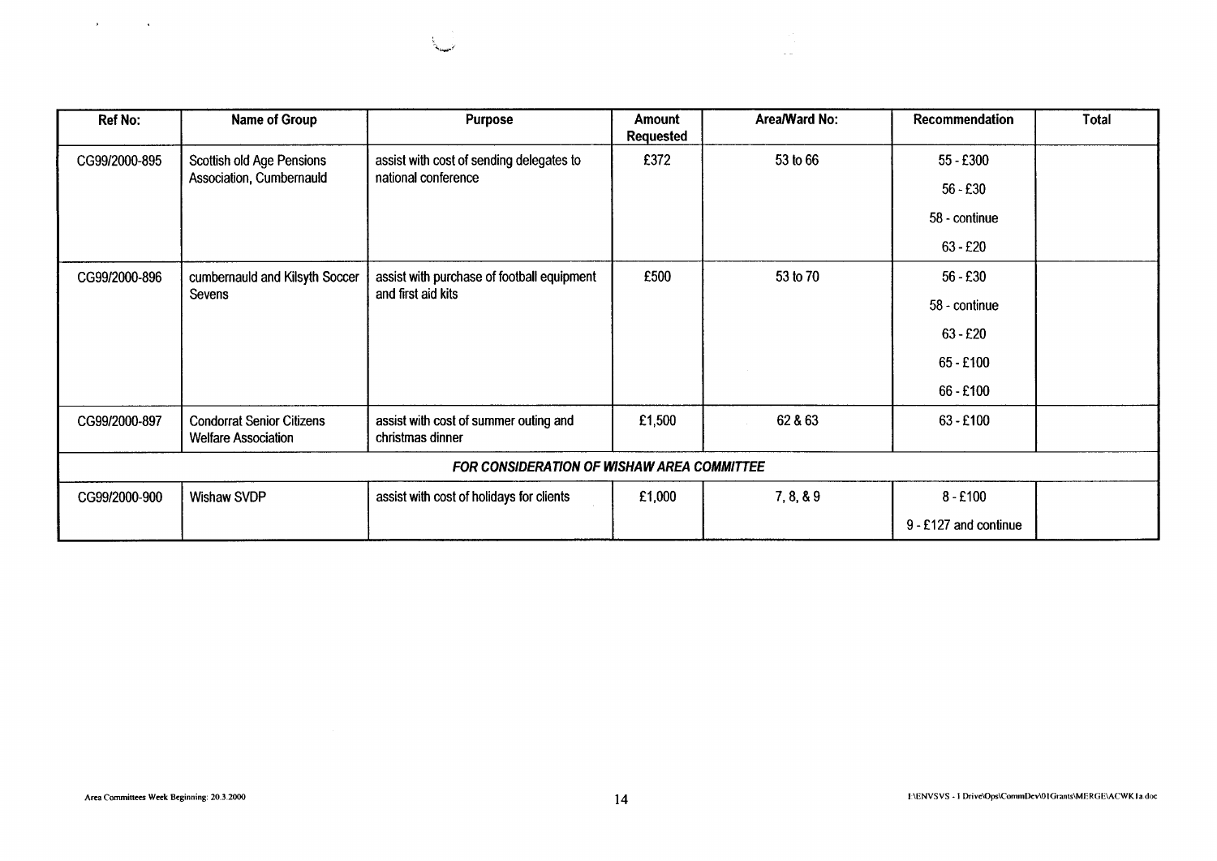| Ref No: | Name of Group | Purpose | Amount Requested | Area/Ward No: | Recommendation | Total |
|---|---|---|---|---|---|---|
| CG99/2000-895 | Scottish old Age Pensions Association, Cumbernauld | assist with cost of sending delegates to national conference | £372 | 53 to 66 | 55 - £300<br>56 - £30<br>58 - continue<br>63 - £20 | |
| CG99/2000-896 | cumbernauld and Kilsyth Soccer Sevens | assist with purchase of football equipment and first aid kits | £500 | 53 to 70 | 56 - £30<br>58 - continue<br>63 - £20<br>65 - £100<br>66 - £100 | |
| CG99/2000-897 | Condorrat Senior Citizens Welfare Association | assist with cost of summer outing and christmas dinner | £1,500 | 62 & 63 | 63 - £100 | |
| ***FOR CONSIDERATION OF WISHAW AREA COMMITTEE*** | | | | | | |
| CG99/2000-900 | Wishaw SVDP | assist with cost of holidays for clients | £1,000 | 7, 8, & 9 | 8 - £100<br>9 - £127 and continue | |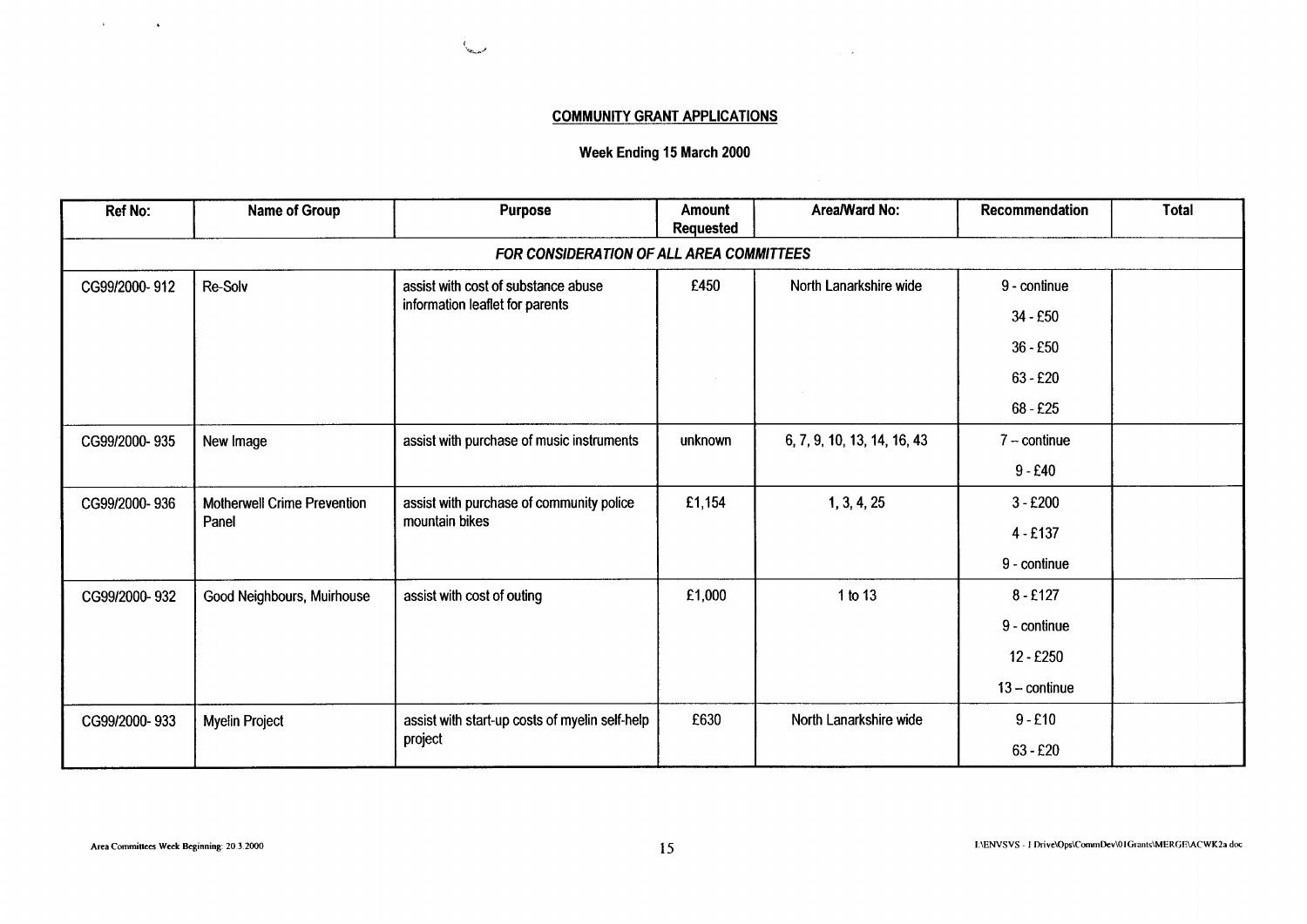**COMMUNITY GRANT APPLICATIONS**

**Week Ending 15 March 2000**

| Ref No: | Name of Group | Purpose | Amount Requested | Area/Ward No: | Recommendation | Total |
|---|---|---|---|---|---|---|
| | | ***FOR CONSIDERATION OF ALL AREA COMMITTEES*** | | | | |
| CG99/2000- 912 | Re-Solv | assist with cost of substance abuse information leaflet for parents | £450 | North Lanarkshire wide | 9 - continue<br>34 - £50<br>36 - £50<br>63 - £20<br>68 - £25 | |
| CG99/2000- 935 | New Image | assist with purchase of music instruments | unknown | 6, 7, 9, 10, 13, 14, 16, 43 | 7 – continue<br>9 - £40 | |
| CG99/2000- 936 | Motherwell Crime Prevention Panel | assist with purchase of community police mountain bikes | £1,154 | 1, 3, 4, 25 | 3 - £200<br>4 - £137<br>9 - continue | |
| CG99/2000- 932 | Good Neighbours, Muirhouse | assist with cost of outing | £1,000 | 1 to 13 | 8 - £127<br>9 - continue<br>12 - £250<br>13 – continue | |
| CG99/2000- 933 | Myelin Project | assist with start-up costs of myelin self-help project | £630 | North Lanarkshire wide | 9 - £10<br>63 - £20 | |

Area Committees Week Beginning: 20.3.2000

I:\ENVSVS - J Drive\Ops\CommDev\01Grants\MERGE\ACWK2a.doc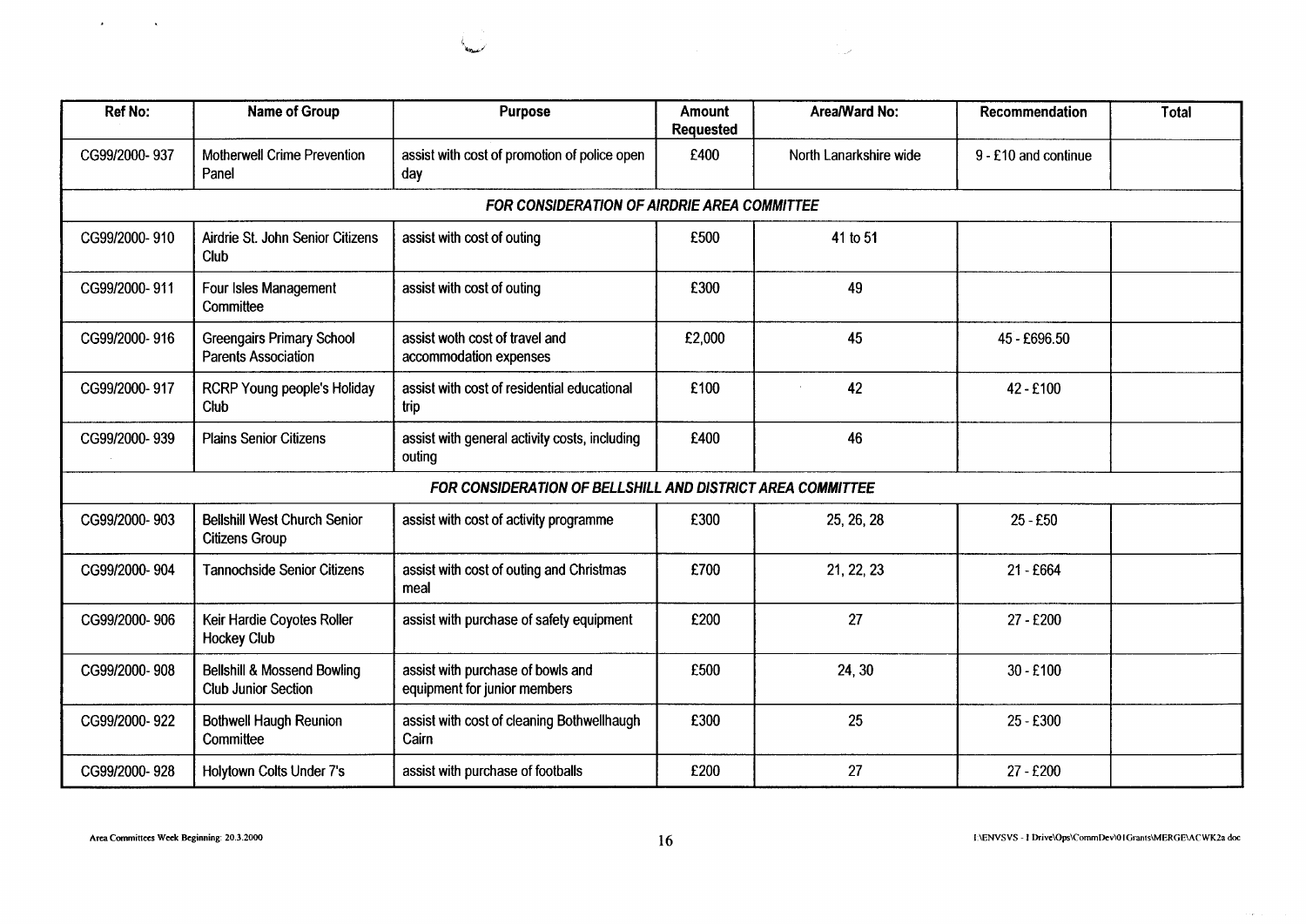| Ref No: | Name of Group | Purpose | Amount Requested | Area/Ward No: | Recommendation | Total |
|---|---|---|---|---|---|---|
| CG99/2000- 937 | Motherwell Crime Prevention Panel | assist with cost of promotion of police open day | £400 | North Lanarkshire wide | 9 - £10 and continue | |
| ***FOR CONSIDERATION OF AIRDRIE AREA COMMITTEE*** | | | | | | |
| CG99/2000- 910 | Airdrie St. John Senior Citizens Club | assist with cost of outing | £500 | 41 to 51 | | |
| CG99/2000- 911 | Four Isles Management Committee | assist with cost of outing | £300 | 49 | | |
| CG99/2000- 916 | Greengairs Primary School Parents Association | assist woth cost of travel and accommodation expenses | £2,000 | 45 | 45 - £696.50 | |
| CG99/2000- 917 | RCRP Young people's Holiday Club | assist with cost of residential educational trip | £100 | 42 | 42 - £100 | |
| CG99/2000- 939 | Plains Senior Citizens | assist with general activity costs, including outing | £400 | 46 | | |
| ***FOR CONSIDERATION OF BELLSHILL AND DISTRICT AREA COMMITTEE*** | | | | | | |
| CG99/2000- 903 | Bellshill West Church Senior Citizens Group | assist with cost of activity programme | £300 | 25, 26, 28 | 25 - £50 | |
| CG99/2000- 904 | Tannochside Senior Citizens | assist with cost of outing and Christmas meal | £700 | 21, 22, 23 | 21 - £664 | |
| CG99/2000- 906 | Keir Hardie Coyotes Roller Hockey Club | assist with purchase of safety equipment | £200 | 27 | 27 - £200 | |
| CG99/2000- 908 | Bellshill & Mossend Bowling Club Junior Section | assist with purchase of bowls and equipment for junior members | £500 | 24, 30 | 30 - £100 | |
| CG99/2000- 922 | Bothwell Haugh Reunion Committee | assist with cost of cleaning Bothwellhaugh Cairn | £300 | 25 | 25 - £300 | |
| CG99/2000- 928 | Holytown Colts Under 7's | assist with purchase of footballs | £200 | 27 | 27 - £200 | |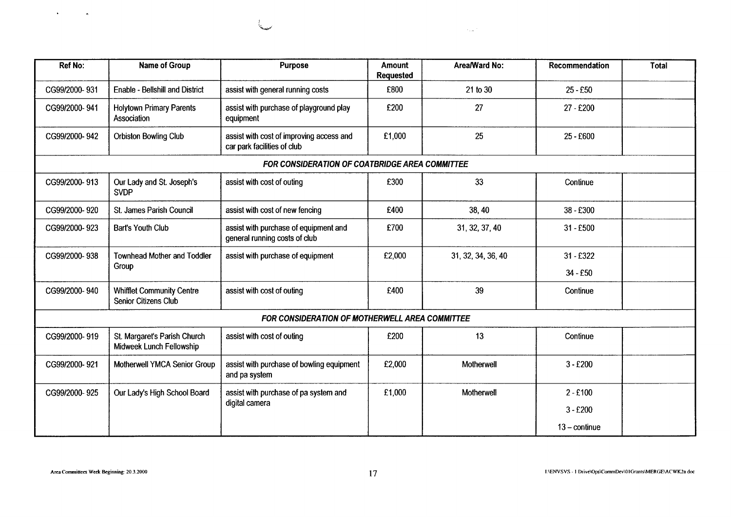| Ref No: | Name of Group | Purpose | Amount Requested | Area/Ward No: | Recommendation | Total |
|---|---|---|---|---|---|---|
| CG99/2000- 931 | Enable - Bellshill and District | assist with general running costs | £800 | 21 to 30 | 25 - £50 | |
| CG99/2000- 941 | Holytown Primary Parents Association | assist with purchase of playground play equipment | £200 | 27 | 27 - £200 | |
| CG99/2000- 942 | Orbiston Bowling Club | assist with cost of improving access and car park facilities of club | £1,000 | 25 | 25 - £600 | |
| ***FOR CONSIDERATION OF COATBRIDGE AREA COMMITTEE*** | | | | | | |
| CG99/2000- 913 | Our Lady and St. Joseph's SVDP | assist with cost of outing | £300 | 33 | Continue | |
| CG99/2000- 920 | St. James Parish Council | assist with cost of new fencing | £400 | 38, 40 | 38 - £300 | |
| CG99/2000- 923 | Bart's Youth Club | assist with purchase of equipment and general running costs of club | £700 | 31, 32, 37, 40 | 31 - £500 | |
| CG99/2000- 938 | Townhead Mother and Toddler Group | assist with purchase of equipment | £2,000 | 31, 32, 34, 36, 40 | 31 - £322<br>34 - £50 | |
| CG99/2000- 940 | Whifflet Community Centre Senior Citizens Club | assist with cost of outing | £400 | 39 | Continue | |
| ***FOR CONSIDERATION OF MOTHERWELL AREA COMMITTEE*** | | | | | | |
| CG99/2000- 919 | St. Margaret's Parish Church Midweek Lunch Fellowship | assist with cost of outing | £200 | 13 | Continue | |
| CG99/2000- 921 | Motherwell YMCA Senior Group | assist with purchase of bowling equipment and pa system | £2,000 | Motherwell | 3 - £200 | |
| CG99/2000- 925 | Our Lady's High School Board | assist with purchase of pa system and digital camera | £1,000 | Motherwell | 2 - £100<br>3 - £200<br>13 – continue | |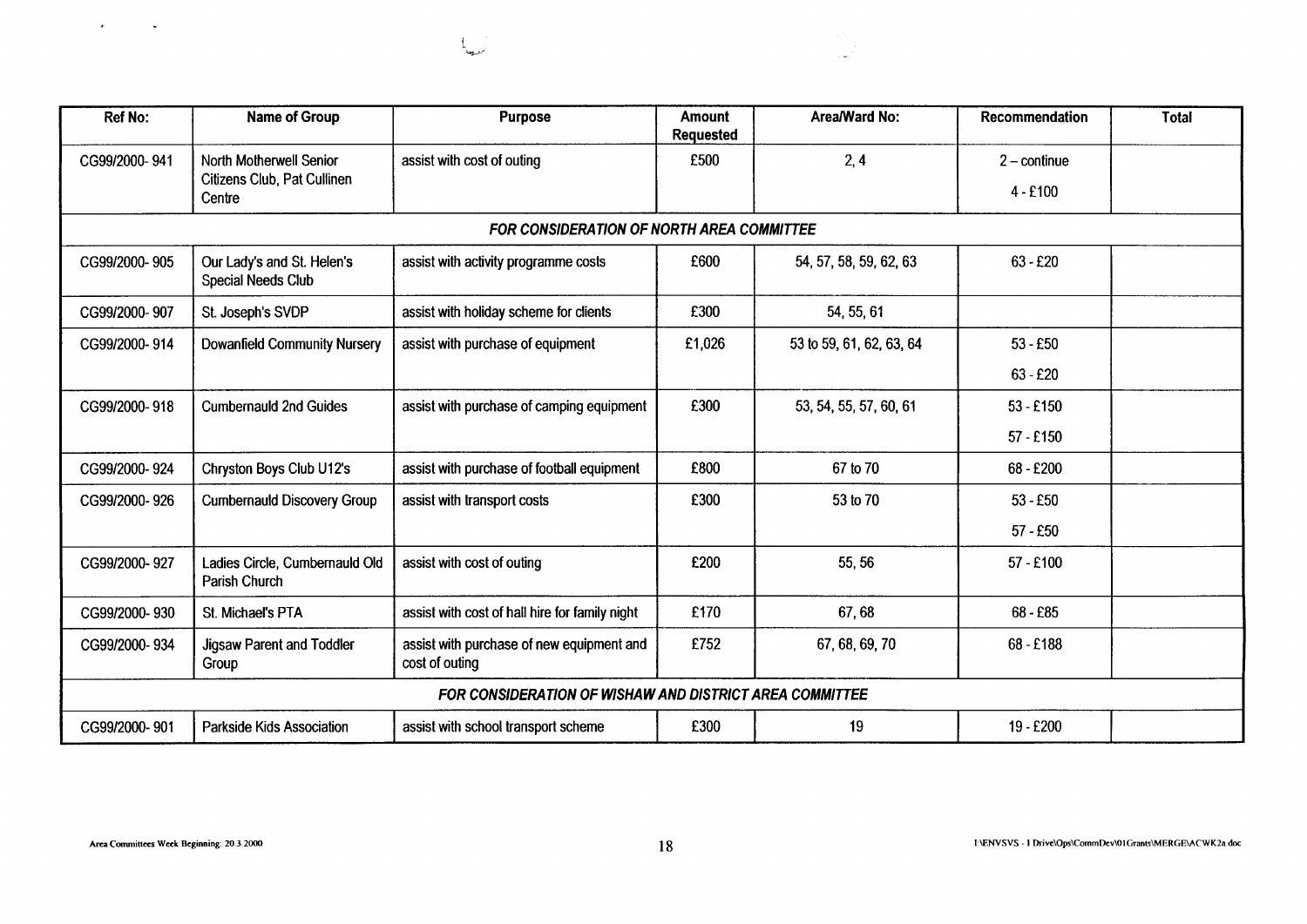| Ref No: | Name of Group | Purpose | Amount Requested | Area/Ward No: | Recommendation | Total |
|---|---|---|---|---|---|---|
| CG99/2000- 941 | North Motherwell Senior Citizens Club, Pat Cullinen Centre | assist with cost of outing | £500 | 2, 4 | 2 – continue<br>4 - £100 | |
| ***FOR CONSIDERATION OF NORTH AREA COMMITTEE*** | | | | | | |
| CG99/2000- 905 | Our Lady's and St. Helen's Special Needs Club | assist with activity programme costs | £600 | 54, 57, 58, 59, 62, 63 | 63 - £20 | |
| CG99/2000- 907 | St. Joseph's SVDP | assist with holiday scheme for clients | £300 | 54, 55, 61 | | |
| CG99/2000- 914 | Dowanfield Community Nursery | assist with purchase of equipment | £1,026 | 53 to 59, 61, 62, 63, 64 | 53 - £50<br>63 - £20 | |
| CG99/2000- 918 | Cumbernauld 2nd Guides | assist with purchase of camping equipment | £300 | 53, 54, 55, 57, 60, 61 | 53 - £150<br>57 - £150 | |
| CG99/2000- 924 | Chryston Boys Club U12's | assist with purchase of football equipment | £800 | 67 to 70 | 68 - £200 | |
| CG99/2000- 926 | Cumbernauld Discovery Group | assist with transport costs | £300 | 53 to 70 | 53 - £50<br>57 - £50 | |
| CG99/2000- 927 | Ladies Circle, Cumbernauld Old Parish Church | assist with cost of outing | £200 | 55, 56 | 57 - £100 | |
| CG99/2000- 930 | St. Michael's PTA | assist with cost of hall hire for family night | £170 | 67, 68 | 68 - £85 | |
| CG99/2000- 934 | Jigsaw Parent and Toddler Group | assist with purchase of new equipment and cost of outing | £752 | 67, 68, 69, 70 | 68 - £188 | |
| ***FOR CONSIDERATION OF WISHAW AND DISTRICT AREA COMMITTEE*** | | | | | | |
| CG99/2000- 901 | Parkside Kids Association | assist with school transport scheme | £300 | 19 | 19 - £200 | |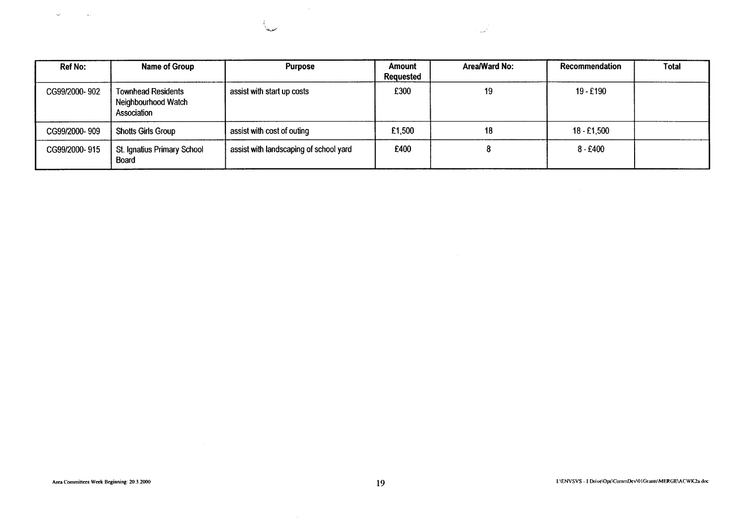| Ref No: | Name of Group | Purpose | Amount Requested | Area/Ward No: | Recommendation | Total |
|---|---|---|---|---|---|---|
| CG99/2000- 902 | Townhead Residents Neighbourhood Watch Association | assist with start up costs | £300 | 19 | 19 - £190 | |
| CG99/2000- 909 | Shotts Girls Group | assist with cost of outing | £1,500 | 18 | 18 - £1,500 | |
| CG99/2000- 915 | St. Ignatius Primary School Board | assist with landscaping of school yard | £400 | 8 | 8 - £400 | |